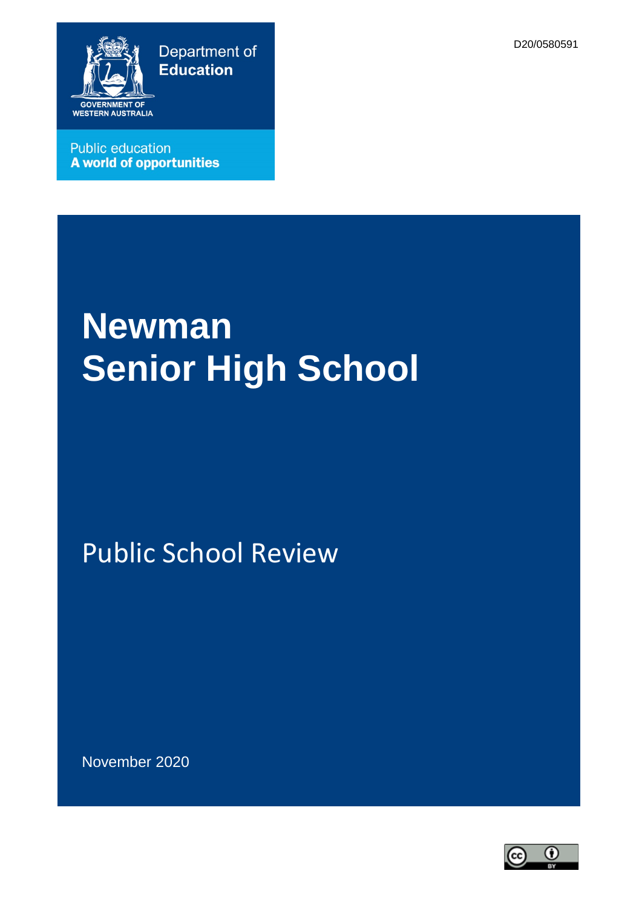D20/0580591

Department of **Education**

GOVERNMENT OF WESTERN AUSTRALIA

Public education
**A world of opportunities**

# Newman Senior High School

## Public School Review

November 2020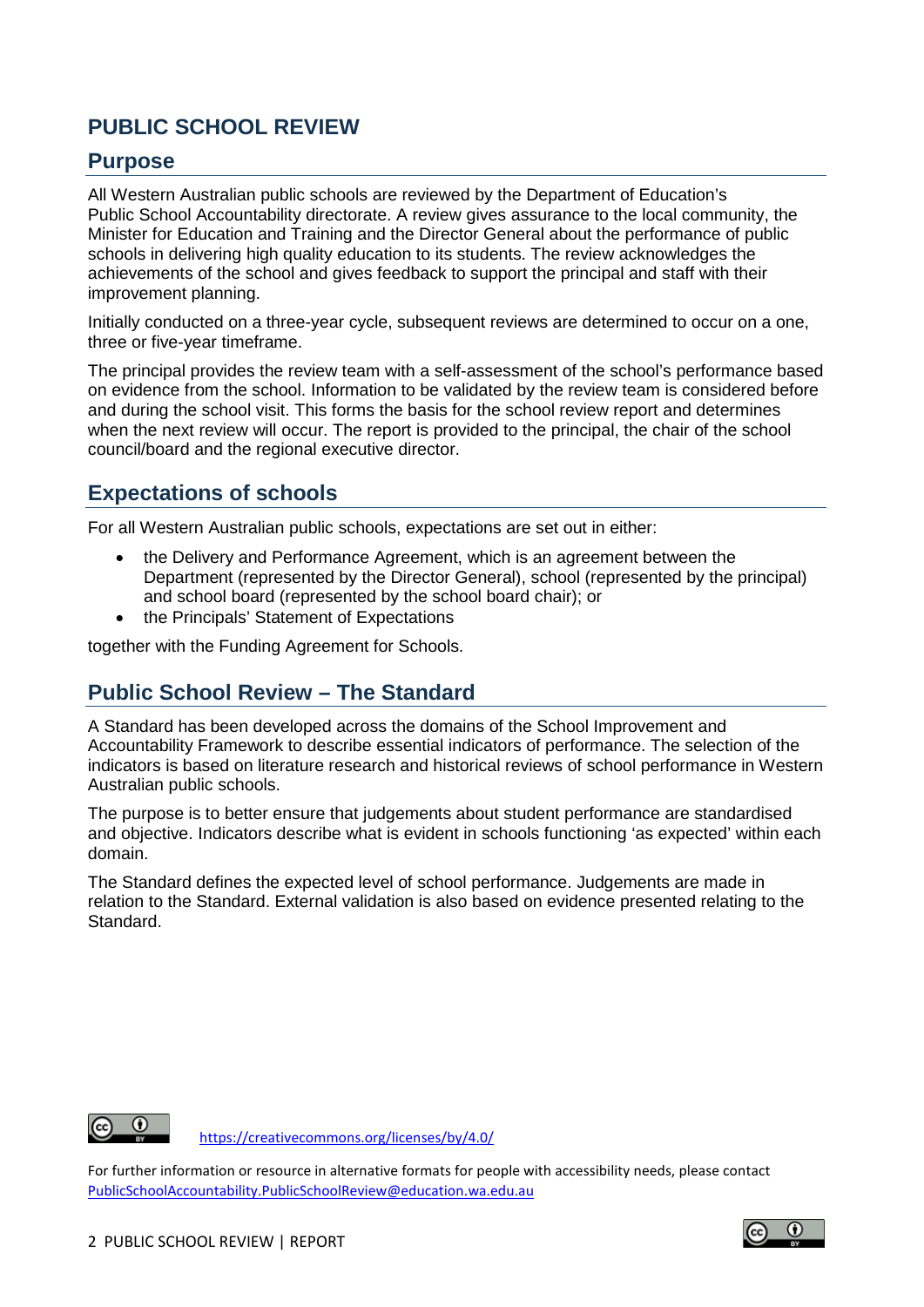# PUBLIC SCHOOL REVIEW

## Purpose

All Western Australian public schools are reviewed by the Department of Education's Public School Accountability directorate. A review gives assurance to the local community, the Minister for Education and Training and the Director General about the performance of public schools in delivering high quality education to its students. The review acknowledges the achievements of the school and gives feedback to support the principal and staff with their improvement planning.

Initially conducted on a three-year cycle, subsequent reviews are determined to occur on a one, three or five-year timeframe.

The principal provides the review team with a self-assessment of the school's performance based on evidence from the school. Information to be validated by the review team is considered before and during the school visit. This forms the basis for the school review report and determines when the next review will occur. The report is provided to the principal, the chair of the school council/board and the regional executive director.

## Expectations of schools

For all Western Australian public schools, expectations are set out in either:

- the Delivery and Performance Agreement, which is an agreement between the Department (represented by the Director General), school (represented by the principal) and school board (represented by the school board chair); or
- the Principals' Statement of Expectations

together with the Funding Agreement for Schools.

## Public School Review – The Standard

A Standard has been developed across the domains of the School Improvement and Accountability Framework to describe essential indicators of performance. The selection of the indicators is based on literature research and historical reviews of school performance in Western Australian public schools.

The purpose is to better ensure that judgements about student performance are standardised and objective. Indicators describe what is evident in schools functioning 'as expected' within each domain.

The Standard defines the expected level of school performance. Judgements are made in relation to the Standard. External validation is also based on evidence presented relating to the Standard.

https://creativecommons.org/licenses/by/4.0/

For further information or resource in alternative formats for people with accessibility needs, please contact PublicSchoolAccountability.PublicSchoolReview@education.wa.edu.au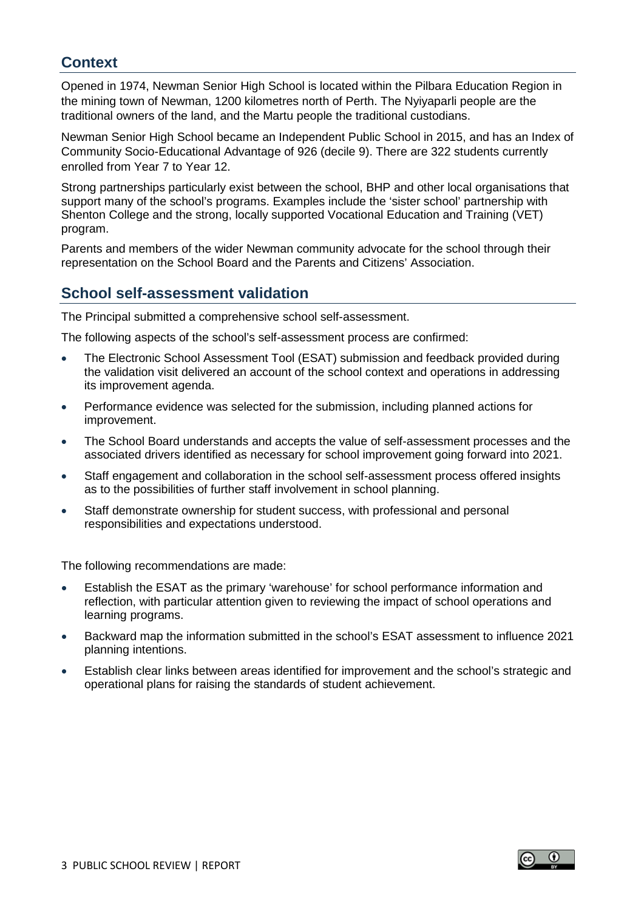## Context

Opened in 1974, Newman Senior High School is located within the Pilbara Education Region in the mining town of Newman, 1200 kilometres north of Perth. The Nyiyaparli people are the traditional owners of the land, and the Martu people the traditional custodians.

Newman Senior High School became an Independent Public School in 2015, and has an Index of Community Socio-Educational Advantage of 926 (decile 9). There are 322 students currently enrolled from Year 7 to Year 12.

Strong partnerships particularly exist between the school, BHP and other local organisations that support many of the school's programs. Examples include the 'sister school' partnership with Shenton College and the strong, locally supported Vocational Education and Training (VET) program.

Parents and members of the wider Newman community advocate for the school through their representation on the School Board and the Parents and Citizens' Association.

## School self-assessment validation

The Principal submitted a comprehensive school self-assessment.

The following aspects of the school's self-assessment process are confirmed:

- The Electronic School Assessment Tool (ESAT) submission and feedback provided during the validation visit delivered an account of the school context and operations in addressing its improvement agenda.
- Performance evidence was selected for the submission, including planned actions for improvement.
- The School Board understands and accepts the value of self-assessment processes and the associated drivers identified as necessary for school improvement going forward into 2021.
- Staff engagement and collaboration in the school self-assessment process offered insights as to the possibilities of further staff involvement in school planning.
- Staff demonstrate ownership for student success, with professional and personal responsibilities and expectations understood.

The following recommendations are made:

- Establish the ESAT as the primary 'warehouse' for school performance information and reflection, with particular attention given to reviewing the impact of school operations and learning programs.
- Backward map the information submitted in the school's ESAT assessment to influence 2021 planning intentions.
- Establish clear links between areas identified for improvement and the school's strategic and operational plans for raising the standards of student achievement.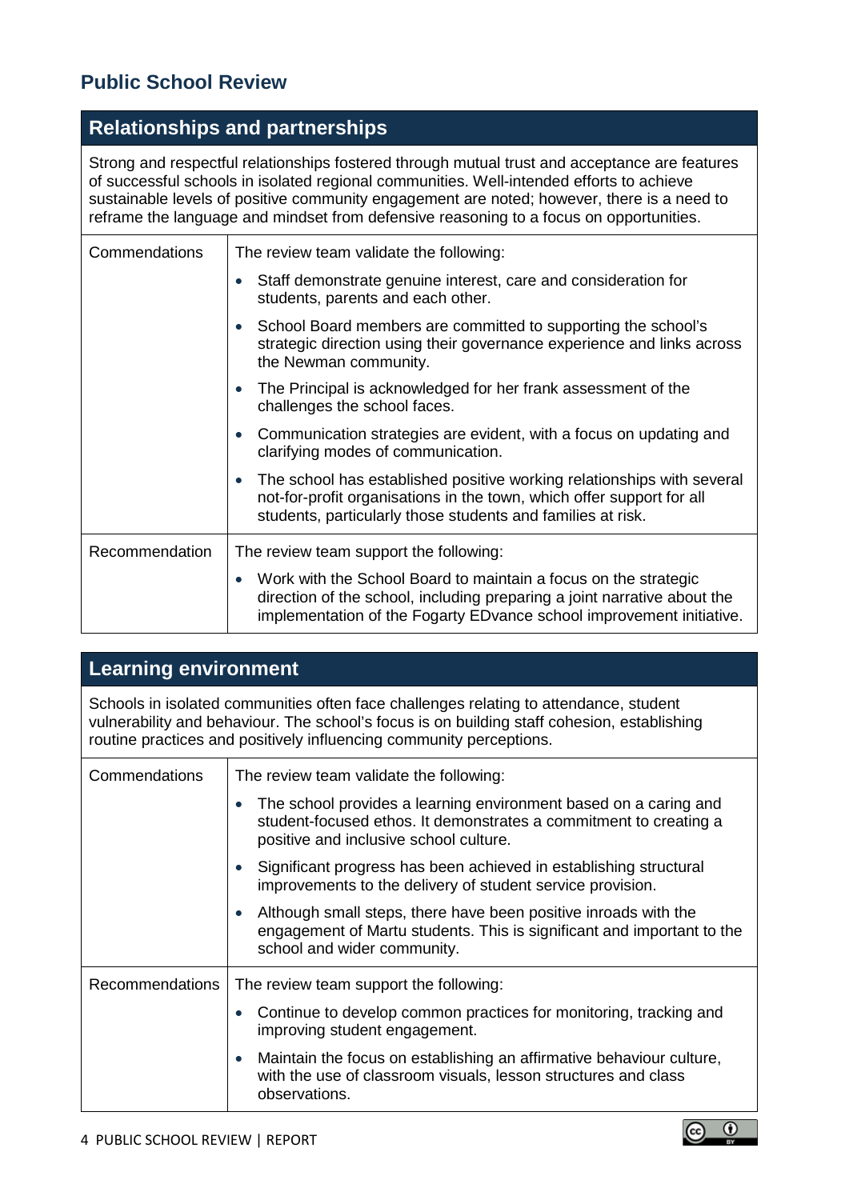## Public School Review

### Relationships and partnerships

Strong and respectful relationships fostered through mutual trust and acceptance are features of successful schools in isolated regional communities. Well-intended efforts to achieve sustainable levels of positive community engagement are noted; however, there is a need to reframe the language and mindset from defensive reasoning to a focus on opportunities.

| | |
|---|---|
| Commendations | The review team validate the following:<br>• Staff demonstrate genuine interest, care and consideration for students, parents and each other.<br>• School Board members are committed to supporting the school's strategic direction using their governance experience and links across the Newman community.<br>• The Principal is acknowledged for her frank assessment of the challenges the school faces.<br>• Communication strategies are evident, with a focus on updating and clarifying modes of communication.<br>• The school has established positive working relationships with several not-for-profit organisations in the town, which offer support for all students, particularly those students and families at risk. |
| Recommendation | The review team support the following:<br>• Work with the School Board to maintain a focus on the strategic direction of the school, including preparing a joint narrative about the implementation of the Fogarty EDvance school improvement initiative. |

### Learning environment

Schools in isolated communities often face challenges relating to attendance, student vulnerability and behaviour. The school's focus is on building staff cohesion, establishing routine practices and positively influencing community perceptions.

| | |
|---|---|
| Commendations | The review team validate the following:<br>• The school provides a learning environment based on a caring and student-focused ethos. It demonstrates a commitment to creating a positive and inclusive school culture.<br>• Significant progress has been achieved in establishing structural improvements to the delivery of student service provision.<br>• Although small steps, there have been positive inroads with the engagement of Martu students. This is significant and important to the school and wider community. |
| Recommendations | The review team support the following:<br>• Continue to develop common practices for monitoring, tracking and improving student engagement.<br>• Maintain the focus on establishing an affirmative behaviour culture, with the use of classroom visuals, lesson structures and class observations. |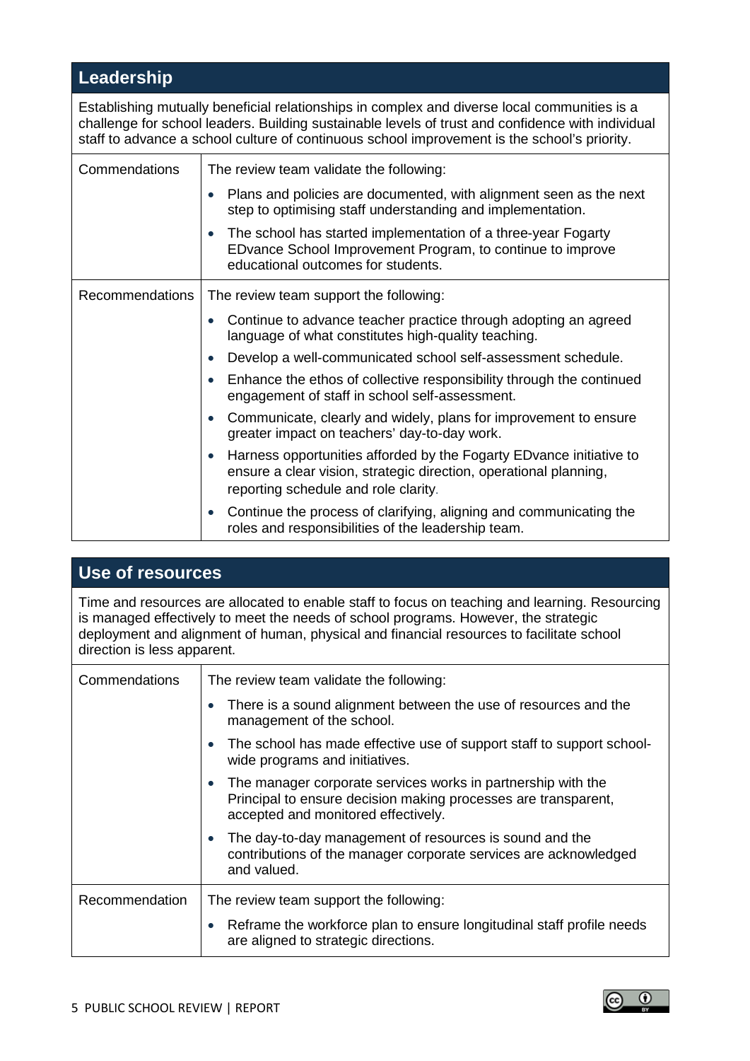## Leadership

Establishing mutually beneficial relationships in complex and diverse local communities is a challenge for school leaders. Building sustainable levels of trust and confidence with individual staff to advance a school culture of continuous school improvement is the school's priority.

| | |
|---|---|
| Commendations | The review team validate the following:<br>• Plans and policies are documented, with alignment seen as the next step to optimising staff understanding and implementation.<br>• The school has started implementation of a three-year Fogarty EDvance School Improvement Program, to continue to improve educational outcomes for students. |
| Recommendations | The review team support the following:<br>• Continue to advance teacher practice through adopting an agreed language of what constitutes high-quality teaching.<br>• Develop a well-communicated school self-assessment schedule.<br>• Enhance the ethos of collective responsibility through the continued engagement of staff in school self-assessment.<br>• Communicate, clearly and widely, plans for improvement to ensure greater impact on teachers' day-to-day work.<br>• Harness opportunities afforded by the Fogarty EDvance initiative to ensure a clear vision, strategic direction, operational planning, reporting schedule and role clarity.<br>• Continue the process of clarifying, aligning and communicating the roles and responsibilities of the leadership team. |

## Use of resources

Time and resources are allocated to enable staff to focus on teaching and learning. Resourcing is managed effectively to meet the needs of school programs. However, the strategic deployment and alignment of human, physical and financial resources to facilitate school direction is less apparent.

| | |
|---|---|
| Commendations | The review team validate the following:<br>• There is a sound alignment between the use of resources and the management of the school.<br>• The school has made effective use of support staff to support school-wide programs and initiatives.<br>• The manager corporate services works in partnership with the Principal to ensure decision making processes are transparent, accepted and monitored effectively.<br>• The day-to-day management of resources is sound and the contributions of the manager corporate services are acknowledged and valued. |
| Recommendation | The review team support the following:<br>• Reframe the workforce plan to ensure longitudinal staff profile needs are aligned to strategic directions. |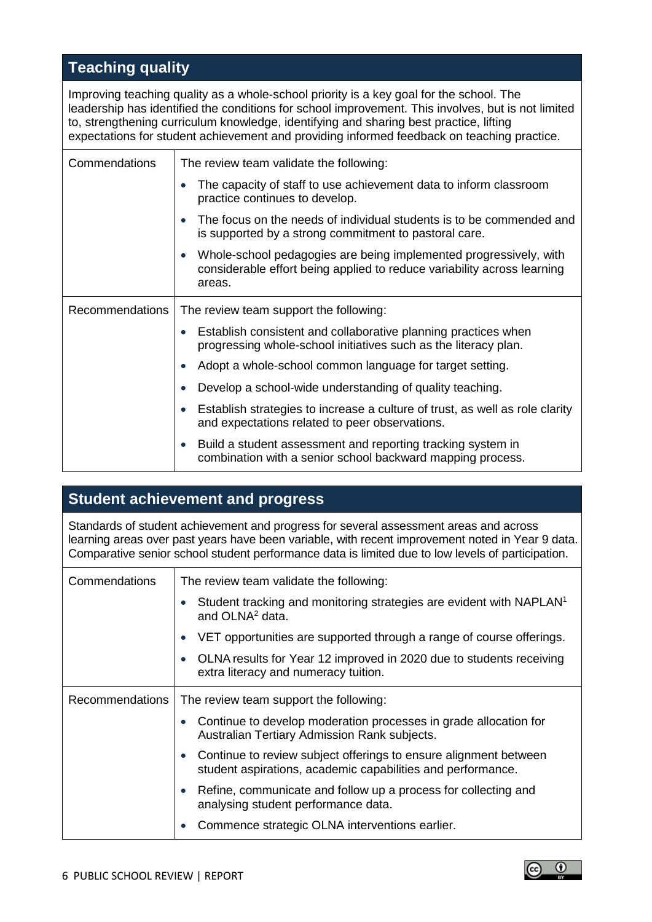## Teaching quality

Improving teaching quality as a whole-school priority is a key goal for the school. The leadership has identified the conditions for school improvement. This involves, but is not limited to, strengthening curriculum knowledge, identifying and sharing best practice, lifting expectations for student achievement and providing informed feedback on teaching practice.

| | |
|---|---|
| Commendations | The review team validate the following:<br>• The capacity of staff to use achievement data to inform classroom practice continues to develop.<br>• The focus on the needs of individual students is to be commended and is supported by a strong commitment to pastoral care.<br>• Whole-school pedagogies are being implemented progressively, with considerable effort being applied to reduce variability across learning areas. |
| Recommendations | The review team support the following:<br>• Establish consistent and collaborative planning practices when progressing whole-school initiatives such as the literacy plan.<br>• Adopt a whole-school common language for target setting.<br>• Develop a school-wide understanding of quality teaching.<br>• Establish strategies to increase a culture of trust, as well as role clarity and expectations related to peer observations.<br>• Build a student assessment and reporting tracking system in combination with a senior school backward mapping process. |

## Student achievement and progress

Standards of student achievement and progress for several assessment areas and across learning areas over past years have been variable, with recent improvement noted in Year 9 data. Comparative senior school student performance data is limited due to low levels of participation.

| | |
|---|---|
| Commendations | The review team validate the following:<br>• Student tracking and monitoring strategies are evident with NAPLAN[1] and OLNA[2] data.<br>• VET opportunities are supported through a range of course offerings.<br>• OLNA results for Year 12 improved in 2020 due to students receiving extra literacy and numeracy tuition. |
| Recommendations | The review team support the following:<br>• Continue to develop moderation processes in grade allocation for Australian Tertiary Admission Rank subjects.<br>• Continue to review subject offerings to ensure alignment between student aspirations, academic capabilities and performance.<br>• Refine, communicate and follow up a process for collecting and analysing student performance data.<br>• Commence strategic OLNA interventions earlier. |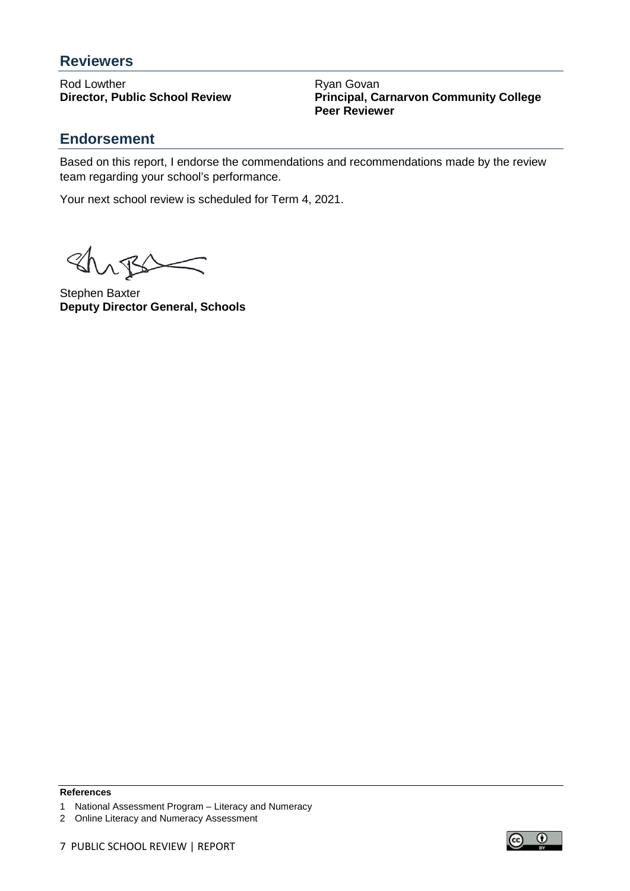## Reviewers

Rod Lowther
**Director, Public School Review**

Ryan Govan
**Principal, Carnarvon Community College**
**Peer Reviewer**

## Endorsement

Based on this report, I endorse the commendations and recommendations made by the review team regarding your school's performance.

Your next school review is scheduled for Term 4, 2021.

Stephen Baxter
**Deputy Director General, Schools**

**References**

1 National Assessment Program – Literacy and Numeracy
2 Online Literacy and Numeracy Assessment